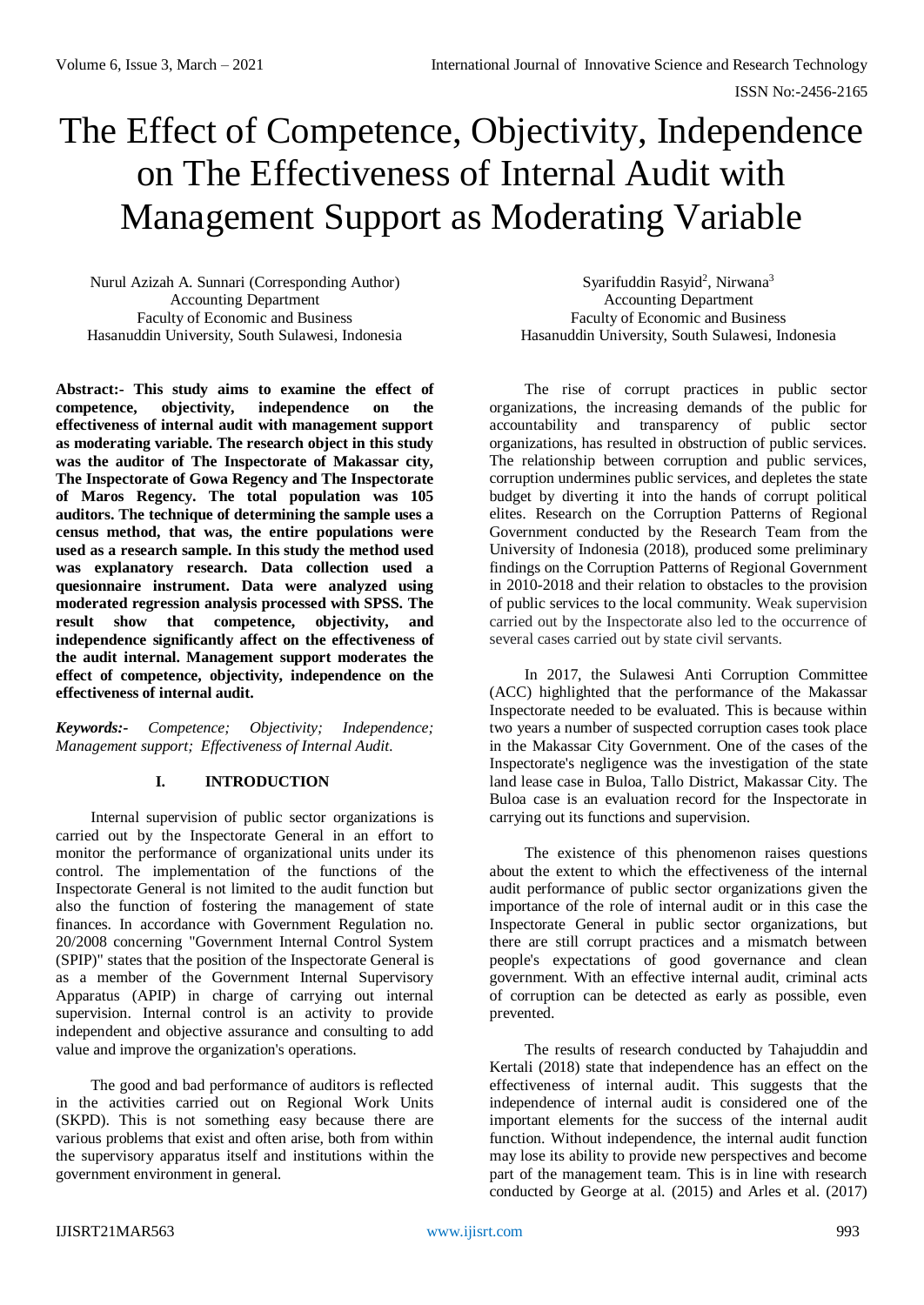# The Effect of Competence, Objectivity, Independence on The Effectiveness of Internal Audit with Management Support as Moderating Variable

Nurul Azizah A. Sunnari (Corresponding Author)
Accounting Department
Faculty of Economic and Business
Hasanuddin University, South Sulawesi, Indonesia

Syarifuddin Rasyid[2], Nirwana[3]
Accounting Department
Faculty of Economic and Business
Hasanuddin University, South Sulawesi, Indonesia

**Abstract:- This study aims to examine the effect of competence, objectivity, independence on the effectiveness of internal audit with management support as moderating variable. The research object in this study was the auditor of The Inspectorate of Makassar city, The Inspectorate of Gowa Regency and The Inspectorate of Maros Regency. The total population was 105 auditors. The technique of determining the sample uses a census method, that was, the entire populations were used as a research sample. In this study the method used was explanatory research. Data collection used a quesionnaire instrument. Data were analyzed using moderated regression analysis processed with SPSS. The result show that competence, objectivity, and independence significantly affect on the effectiveness of the audit internal. Management support moderates the effect of competence, objectivity, independence on the effectiveness of internal audit.**

***Keywords:-*** *Competence; Objectivity; Independence; Management support; Effectiveness of Internal Audit.*

## I. INTRODUCTION

Internal supervision of public sector organizations is carried out by the Inspectorate General in an effort to monitor the performance of organizational units under its control. The implementation of the functions of the Inspectorate General is not limited to the audit function but also the function of fostering the management of state finances. In accordance with Government Regulation no. 20/2008 concerning "Government Internal Control System (SPIP)" states that the position of the Inspectorate General is as a member of the Government Internal Supervisory Apparatus (APIP) in charge of carrying out internal supervision. Internal control is an activity to provide independent and objective assurance and consulting to add value and improve the organization's operations.

The good and bad performance of auditors is reflected in the activities carried out on Regional Work Units (SKPD). This is not something easy because there are various problems that exist and often arise, both from within the supervisory apparatus itself and institutions within the government environment in general.

The rise of corrupt practices in public sector organizations, the increasing demands of the public for accountability and transparency of public sector organizations, has resulted in obstruction of public services. The relationship between corruption and public services, corruption undermines public services, and depletes the state budget by diverting it into the hands of corrupt political elites. Research on the Corruption Patterns of Regional Government conducted by the Research Team from the University of Indonesia (2018), produced some preliminary findings on the Corruption Patterns of Regional Government in 2010-2018 and their relation to obstacles to the provision of public services to the local community. Weak supervision carried out by the Inspectorate also led to the occurrence of several cases carried out by state civil servants.

In 2017, the Sulawesi Anti Corruption Committee (ACC) highlighted that the performance of the Makassar Inspectorate needed to be evaluated. This is because within two years a number of suspected corruption cases took place in the Makassar City Government. One of the cases of the Inspectorate's negligence was the investigation of the state land lease case in Buloa, Tallo District, Makassar City. The Buloa case is an evaluation record for the Inspectorate in carrying out its functions and supervision.

The existence of this phenomenon raises questions about the extent to which the effectiveness of the internal audit performance of public sector organizations given the importance of the role of internal audit or in this case the Inspectorate General in public sector organizations, but there are still corrupt practices and a mismatch between people's expectations of good governance and clean government. With an effective internal audit, criminal acts of corruption can be detected as early as possible, even prevented.

The results of research conducted by Tahajuddin and Kertali (2018) state that independence has an effect on the effectiveness of internal audit. This suggests that the independence of internal audit is considered one of the important elements for the success of the internal audit function. Without independence, the internal audit function may lose its ability to provide new perspectives and become part of the management team. This is in line with research conducted by George at al. (2015) and Arles et al. (2017)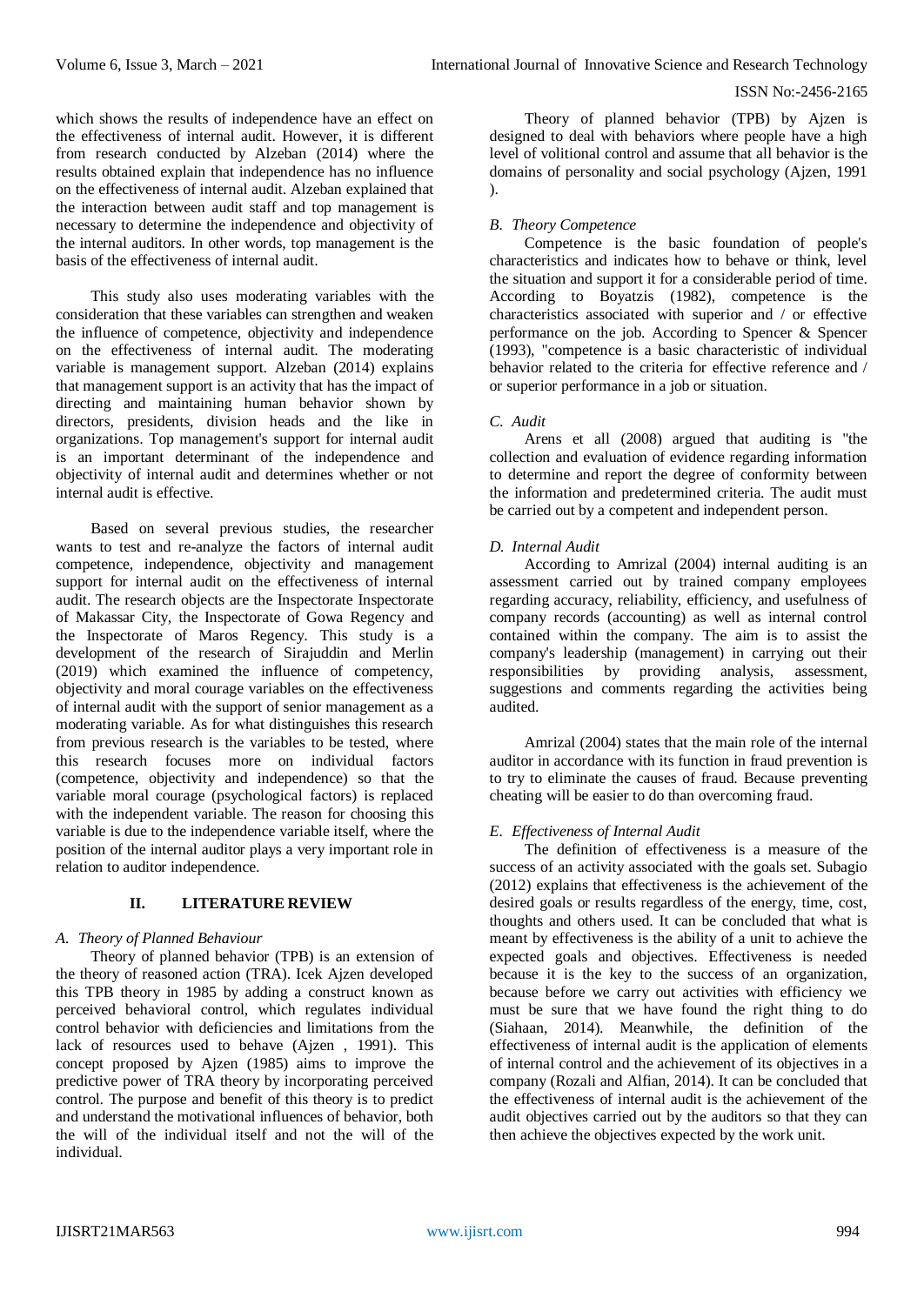which shows the results of independence have an effect on the effectiveness of internal audit. However, it is different from research conducted by Alzeban (2014) where the results obtained explain that independence has no influence on the effectiveness of internal audit. Alzeban explained that the interaction between audit staff and top management is necessary to determine the independence and objectivity of the internal auditors. In other words, top management is the basis of the effectiveness of internal audit.

This study also uses moderating variables with the consideration that these variables can strengthen and weaken the influence of competence, objectivity and independence on the effectiveness of internal audit. The moderating variable is management support. Alzeban (2014) explains that management support is an activity that has the impact of directing and maintaining human behavior shown by directors, presidents, division heads and the like in organizations. Top management's support for internal audit is an important determinant of the independence and objectivity of internal audit and determines whether or not internal audit is effective.

Based on several previous studies, the researcher wants to test and re-analyze the factors of internal audit competence, independence, objectivity and management support for internal audit on the effectiveness of internal audit. The research objects are the Inspectorate Inspectorate of Makassar City, the Inspectorate of Gowa Regency and the Inspectorate of Maros Regency. This study is a development of the research of Sirajuddin and Merlin (2019) which examined the influence of competency, objectivity and moral courage variables on the effectiveness of internal audit with the support of senior management as a moderating variable. As for what distinguishes this research from previous research is the variables to be tested, where this research focuses more on individual factors (competence, objectivity and independence) so that the variable moral courage (psychological factors) is replaced with the independent variable. The reason for choosing this variable is due to the independence variable itself, where the position of the internal auditor plays a very important role in relation to auditor independence.

## II. LITERATURE REVIEW

### *A. Theory of Planned Behaviour*

Theory of planned behavior (TPB) is an extension of the theory of reasoned action (TRA). Icek Ajzen developed this TPB theory in 1985 by adding a construct known as perceived behavioral control, which regulates individual control behavior with deficiencies and limitations from the lack of resources used to behave (Ajzen , 1991). This concept proposed by Ajzen (1985) aims to improve the predictive power of TRA theory by incorporating perceived control. The purpose and benefit of this theory is to predict and understand the motivational influences of behavior, both the will of the individual itself and not the will of the individual.

Theory of planned behavior (TPB) by Ajzen is designed to deal with behaviors where people have a high level of volitional control and assume that all behavior is the domains of personality and social psychology (Ajzen, 1991 ).

### *B. Theory Competence*

Competence is the basic foundation of people's characteristics and indicates how to behave or think, level the situation and support it for a considerable period of time. According to Boyatzis (1982), competence is the characteristics associated with superior and / or effective performance on the job. According to Spencer & Spencer (1993), "competence is a basic characteristic of individual behavior related to the criteria for effective reference and / or superior performance in a job or situation.

### *C. Audit*

Arens et all (2008) argued that auditing is "the collection and evaluation of evidence regarding information to determine and report the degree of conformity between the information and predetermined criteria. The audit must be carried out by a competent and independent person.

### *D. Internal Audit*

According to Amrizal (2004) internal auditing is an assessment carried out by trained company employees regarding accuracy, reliability, efficiency, and usefulness of company records (accounting) as well as internal control contained within the company. The aim is to assist the company's leadership (management) in carrying out their responsibilities by providing analysis, assessment, suggestions and comments regarding the activities being audited.

Amrizal (2004) states that the main role of the internal auditor in accordance with its function in fraud prevention is to try to eliminate the causes of fraud. Because preventing cheating will be easier to do than overcoming fraud.

### *E. Effectiveness of Internal Audit*

The definition of effectiveness is a measure of the success of an activity associated with the goals set. Subagio (2012) explains that effectiveness is the achievement of the desired goals or results regardless of the energy, time, cost, thoughts and others used. It can be concluded that what is meant by effectiveness is the ability of a unit to achieve the expected goals and objectives. Effectiveness is needed because it is the key to the success of an organization, because before we carry out activities with efficiency we must be sure that we have found the right thing to do (Siahaan, 2014). Meanwhile, the definition of the effectiveness of internal audit is the application of elements of internal control and the achievement of its objectives in a company (Rozali and Alfian, 2014). It can be concluded that the effectiveness of internal audit is the achievement of the audit objectives carried out by the auditors so that they can then achieve the objectives expected by the work unit.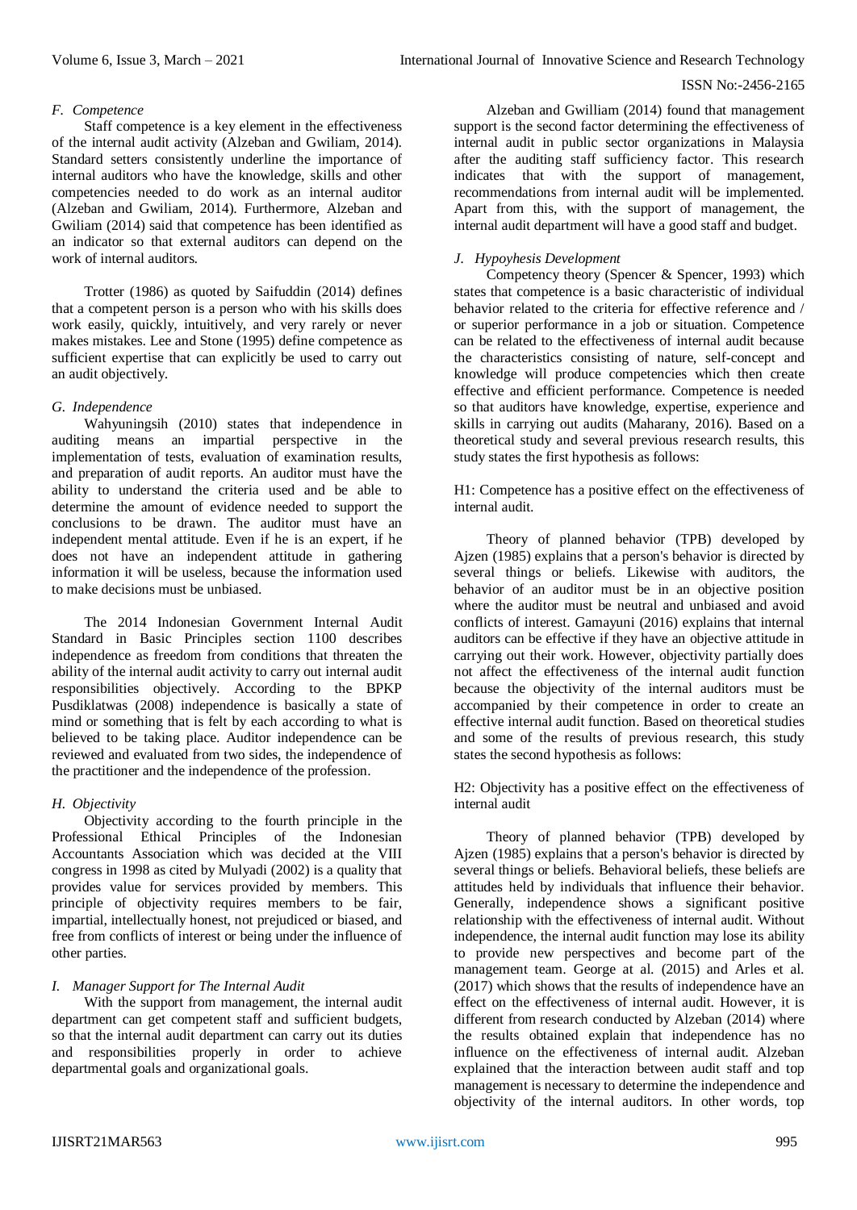### F. Competence

Staff competence is a key element in the effectiveness of the internal audit activity (Alzeban and Gwiliam, 2014). Standard setters consistently underline the importance of internal auditors who have the knowledge, skills and other competencies needed to do work as an internal auditor (Alzeban and Gwiliam, 2014). Furthermore, Alzeban and Gwiliam (2014) said that competence has been identified as an indicator so that external auditors can depend on the work of internal auditors.

Trotter (1986) as quoted by Saifuddin (2014) defines that a competent person is a person who with his skills does work easily, quickly, intuitively, and very rarely or never makes mistakes. Lee and Stone (1995) define competence as sufficient expertise that can explicitly be used to carry out an audit objectively.

### G. Independence

Wahyuningsih (2010) states that independence in auditing means an impartial perspective in the implementation of tests, evaluation of examination results, and preparation of audit reports. An auditor must have the ability to understand the criteria used and be able to determine the amount of evidence needed to support the conclusions to be drawn. The auditor must have an independent mental attitude. Even if he is an expert, if he does not have an independent attitude in gathering information it will be useless, because the information used to make decisions must be unbiased.

The 2014 Indonesian Government Internal Audit Standard in Basic Principles section 1100 describes independence as freedom from conditions that threaten the ability of the internal audit activity to carry out internal audit responsibilities objectively. According to the BPKP Pusdiklatwas (2008) independence is basically a state of mind or something that is felt by each according to what is believed to be taking place. Auditor independence can be reviewed and evaluated from two sides, the independence of the practitioner and the independence of the profession.

### H. Objectivity

Objectivity according to the fourth principle in the Professional Ethical Principles of the Indonesian Accountants Association which was decided at the VIII congress in 1998 as cited by Mulyadi (2002) is a quality that provides value for services provided by members. This principle of objectivity requires members to be fair, impartial, intellectually honest, not prejudiced or biased, and free from conflicts of interest or being under the influence of other parties.

### I. Manager Support for The Internal Audit

With the support from management, the internal audit department can get competent staff and sufficient budgets, so that the internal audit department can carry out its duties and responsibilities properly in order to achieve departmental goals and organizational goals.

Alzeban and Gwilliam (2014) found that management support is the second factor determining the effectiveness of internal audit in public sector organizations in Malaysia after the auditing staff sufficiency factor. This research indicates that with the support of management, recommendations from internal audit will be implemented. Apart from this, with the support of management, the internal audit department will have a good staff and budget.

### J. Hypoyhesis Development

Competency theory (Spencer & Spencer, 1993) which states that competence is a basic characteristic of individual behavior related to the criteria for effective reference and / or superior performance in a job or situation. Competence can be related to the effectiveness of internal audit because the characteristics consisting of nature, self-concept and knowledge will produce competencies which then create effective and efficient performance. Competence is needed so that auditors have knowledge, expertise, experience and skills in carrying out audits (Maharany, 2016). Based on a theoretical study and several previous research results, this study states the first hypothesis as follows:

H1: Competence has a positive effect on the effectiveness of internal audit.

Theory of planned behavior (TPB) developed by Ajzen (1985) explains that a person's behavior is directed by several things or beliefs. Likewise with auditors, the behavior of an auditor must be in an objective position where the auditor must be neutral and unbiased and avoid conflicts of interest. Gamayuni (2016) explains that internal auditors can be effective if they have an objective attitude in carrying out their work. However, objectivity partially does not affect the effectiveness of the internal audit function because the objectivity of the internal auditors must be accompanied by their competence in order to create an effective internal audit function. Based on theoretical studies and some of the results of previous research, this study states the second hypothesis as follows:

H2: Objectivity has a positive effect on the effectiveness of internal audit

Theory of planned behavior (TPB) developed by Ajzen (1985) explains that a person's behavior is directed by several things or beliefs. Behavioral beliefs, these beliefs are attitudes held by individuals that influence their behavior. Generally, independence shows a significant positive relationship with the effectiveness of internal audit. Without independence, the internal audit function may lose its ability to provide new perspectives and become part of the management team. George at al. (2015) and Arles et al. (2017) which shows that the results of independence have an effect on the effectiveness of internal audit. However, it is different from research conducted by Alzeban (2014) where the results obtained explain that independence has no influence on the effectiveness of internal audit. Alzeban explained that the interaction between audit staff and top management is necessary to determine the independence and objectivity of the internal auditors. In other words, top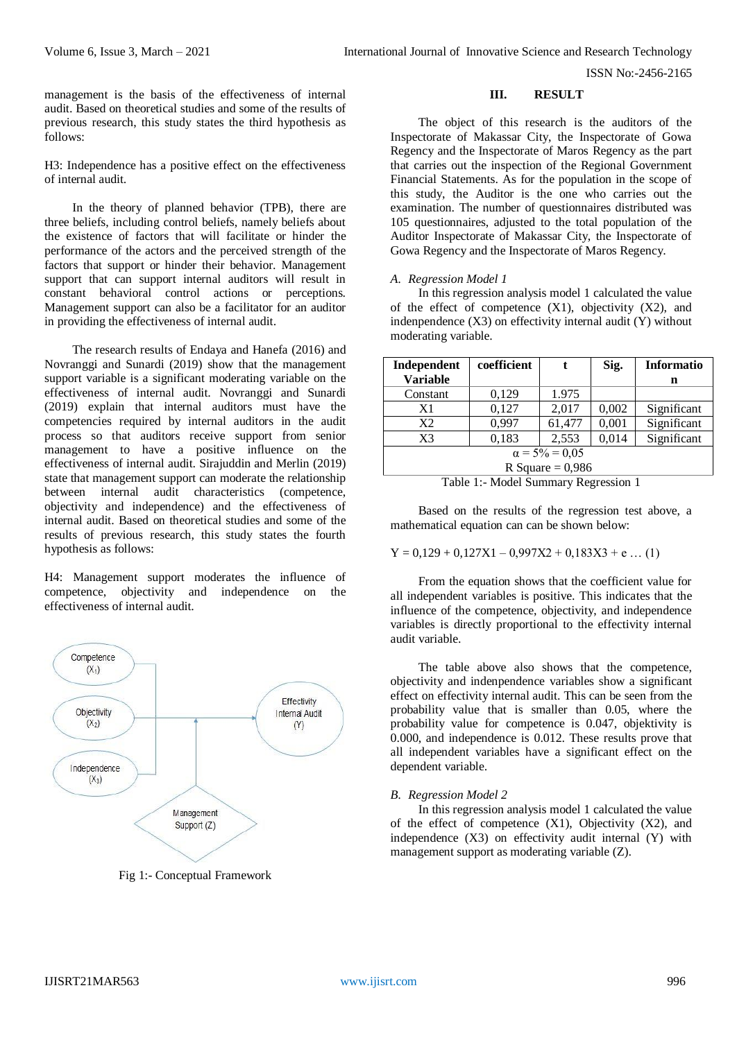management is the basis of the effectiveness of internal audit. Based on theoretical studies and some of the results of previous research, this study states the third hypothesis as follows:

H3: Independence has a positive effect on the effectiveness of internal audit.

In the theory of planned behavior (TPB), there are three beliefs, including control beliefs, namely beliefs about the existence of factors that will facilitate or hinder the performance of the actors and the perceived strength of the factors that support or hinder their behavior. Management support that can support internal auditors will result in constant behavioral control actions or perceptions. Management support can also be a facilitator for an auditor in providing the effectiveness of internal audit.

The research results of Endaya and Hanefa (2016) and Novranggi and Sunardi (2019) show that the management support variable is a significant moderating variable on the effectiveness of internal audit. Novranggi and Sunardi (2019) explain that internal auditors must have the competencies required by internal auditors in the audit process so that auditors receive support from senior management to have a positive influence on the effectiveness of internal audit. Sirajuddin and Merlin (2019) state that management support can moderate the relationship between internal audit characteristics (competence, objectivity and independence) and the effectiveness of internal audit. Based on theoretical studies and some of the results of previous research, this study states the fourth hypothesis as follows:

H4: Management support moderates the influence of competence, objectivity and independence on the effectiveness of internal audit.

Competence ($X_1$)

Objectivity ($X_2$)

Independence ($X_3$)

Effectivity Internal Audit (Y)

Management Support (Z)

Fig 1:- Conceptual Framework

## III. RESULT

The object of this research is the auditors of the Inspectorate of Makassar City, the Inspectorate of Gowa Regency and the Inspectorate of Maros Regency as the part that carries out the inspection of the Regional Government Financial Statements. As for the population in the scope of this study, the Auditor is the one who carries out the examination. The number of questionnaires distributed was 105 questionnaires, adjusted to the total population of the Auditor Inspectorate of Makassar City, the Inspectorate of Gowa Regency and the Inspectorate of Maros Regency.

### *A. Regression Model 1*

In this regression analysis model 1 calculated the value of the effect of competence (X1), objectivity (X2), and indenpendence (X3) on effectivity internal audit (Y) without moderating variable.

| Independent Variable | coefficient | t | Sig. | Information |
|---|---|---|---|---|
| Constant | 0,129 | 1.975 | | |
| X1 | 0,127 | 2,017 | 0,002 | Significant |
| X2 | 0,997 | 61,477 | 0,001 | Significant |
| X3 | 0,183 | 2,553 | 0,014 | Significant |
| $\alpha$ = 5% = 0,05 | | | | |
| R Square = 0,986 | | | | |

Table 1:- Model Summary Regression 1

Based on the results of the regression test above, a mathematical equation can can be shown below:

$$Y = 0{,}129 + 0{,}127X1 – 0{,}997X2 + 0{,}183X3 + e \ldots (1)$$

From the equation shows that the coefficient value for all independent variables is positive. This indicates that the influence of the competence, objectivity, and independence variables is directly proportional to the effectivity internal audit variable.

The table above also shows that the competence, objectivity and indenpendence variables show a significant effect on effectivity internal audit. This can be seen from the probability value that is smaller than 0.05, where the probability value for competence is 0.047, objektivity is 0.000, and independence is 0.012. These results prove that all independent variables have a significant effect on the dependent variable.

### *B. Regression Model 2*

In this regression analysis model 1 calculated the value of the effect of competence (X1), Objectivity (X2), and independence (X3) on effectivity audit internal (Y) with management support as moderating variable (Z).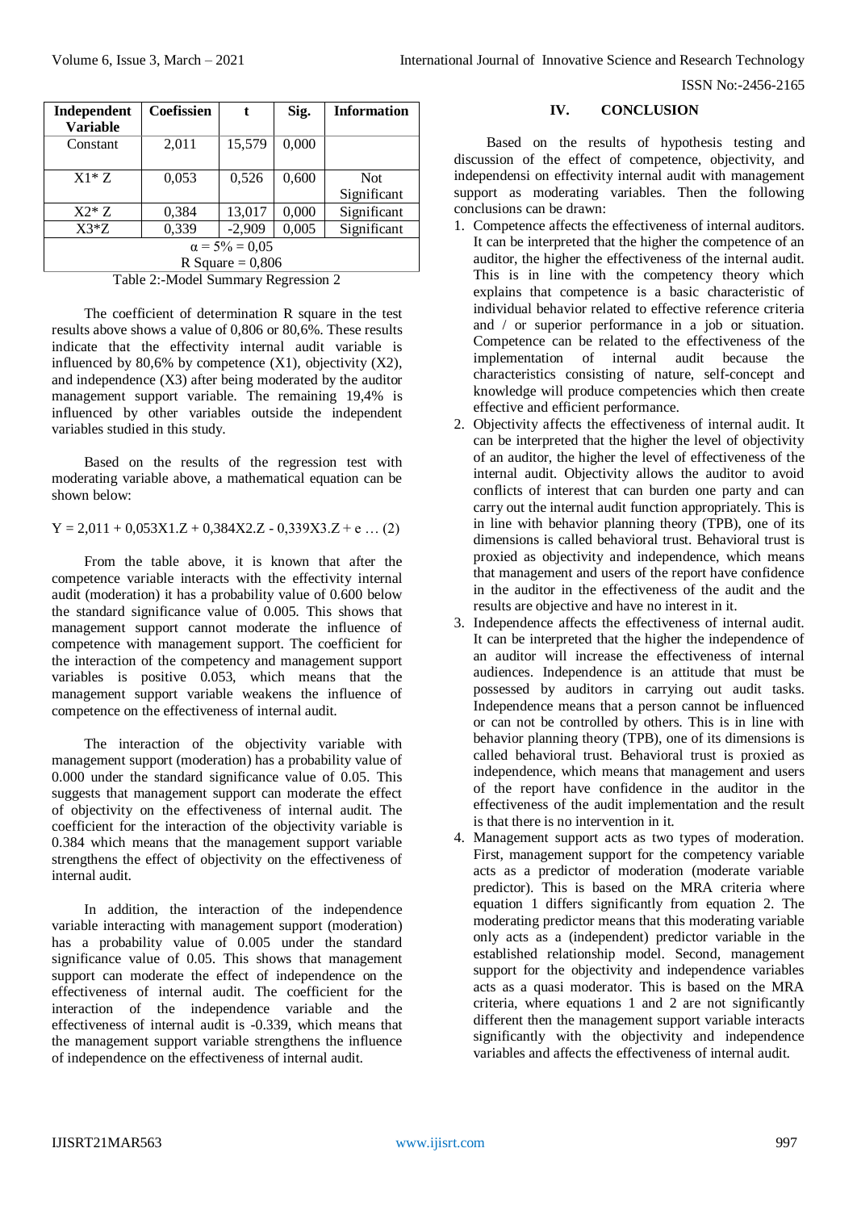| Independent Variable | Coefissien | t | Sig. | Information |
|---|---|---|---|---|
| Constant | 2,011 | 15,579 | 0,000 | |
| X1* Z | 0,053 | 0,526 | 0,600 | Not Significant |
| X2* Z | 0,384 | 13,017 | 0,000 | Significant |
| X3*Z | 0,339 | -2,909 | 0,005 | Significant |
| $\alpha$ = 5% = 0,05 | | | | |
| R Square = 0,806 | | | | |

Table 2:-Model Summary Regression 2

The coefficient of determination R square in the test results above shows a value of 0,806 or 80,6%. These results indicate that the effectivity internal audit variable is influenced by 80,6% by competence (X1), objectivity (X2), and independence (X3) after being moderated by the auditor management support variable. The remaining 19,4% is influenced by other variables outside the independent variables studied in this study.

Based on the results of the regression test with moderating variable above, a mathematical equation can be shown below:

$$Y = 2{,}011 + 0{,}053X1.Z + 0{,}384X2.Z - 0{,}339X3.Z + e \ldots (2)$$

From the table above, it is known that after the competence variable interacts with the effectivity internal audit (moderation) it has a probability value of 0.600 below the standard significance value of 0.005. This shows that management support cannot moderate the influence of competence with management support. The coefficient for the interaction of the competency and management support variables is positive 0.053, which means that the management support variable weakens the influence of competence on the effectiveness of internal audit.

The interaction of the objectivity variable with management support (moderation) has a probability value of 0.000 under the standard significance value of 0.05. This suggests that management support can moderate the effect of objectivity on the effectiveness of internal audit. The coefficient for the interaction of the objectivity variable is 0.384 which means that the management support variable strengthens the effect of objectivity on the effectiveness of internal audit.

In addition, the interaction of the independence variable interacting with management support (moderation) has a probability value of 0.005 under the standard significance value of 0.05. This shows that management support can moderate the effect of independence on the effectiveness of internal audit. The coefficient for the interaction of the independence variable and the effectiveness of internal audit is -0.339, which means that the management support variable strengthens the influence of independence on the effectiveness of internal audit.

## IV. CONCLUSION

Based on the results of hypothesis testing and discussion of the effect of competence, objectivity, and independensi on effectivity internal audit with management support as moderating variables. Then the following conclusions can be drawn:

1. Competence affects the effectiveness of internal auditors. It can be interpreted that the higher the competence of an auditor, the higher the effectiveness of the internal audit. This is in line with the competency theory which explains that competence is a basic characteristic of individual behavior related to effective reference criteria and / or superior performance in a job or situation. Competence can be related to the effectiveness of the implementation of internal audit because the characteristics consisting of nature, self-concept and knowledge will produce competencies which then create effective and efficient performance.
2. Objectivity affects the effectiveness of internal audit. It can be interpreted that the higher the level of objectivity of an auditor, the higher the level of effectiveness of the internal audit. Objectivity allows the auditor to avoid conflicts of interest that can burden one party and can carry out the internal audit function appropriately. This is in line with behavior planning theory (TPB), one of its dimensions is called behavioral trust. Behavioral trust is proxied as objectivity and independence, which means that management and users of the report have confidence in the auditor in the effectiveness of the audit and the results are objective and have no interest in it.
3. Independence affects the effectiveness of internal audit. It can be interpreted that the higher the independence of an auditor will increase the effectiveness of internal audiences. Independence is an attitude that must be possessed by auditors in carrying out audit tasks. Independence means that a person cannot be influenced or can not be controlled by others. This is in line with behavior planning theory (TPB), one of its dimensions is called behavioral trust. Behavioral trust is proxied as independence, which means that management and users of the report have confidence in the auditor in the effectiveness of the audit implementation and the result is that there is no intervention in it.
4. Management support acts as two types of moderation. First, management support for the competency variable acts as a predictor of moderation (moderate variable predictor). This is based on the MRA criteria where equation 1 differs significantly from equation 2. The moderating predictor means that this moderating variable only acts as a (independent) predictor variable in the established relationship model. Second, management support for the objectivity and independence variables acts as a quasi moderator. This is based on the MRA criteria, where equations 1 and 2 are not significantly different then the management support variable interacts significantly with the objectivity and independence variables and affects the effectiveness of internal audit.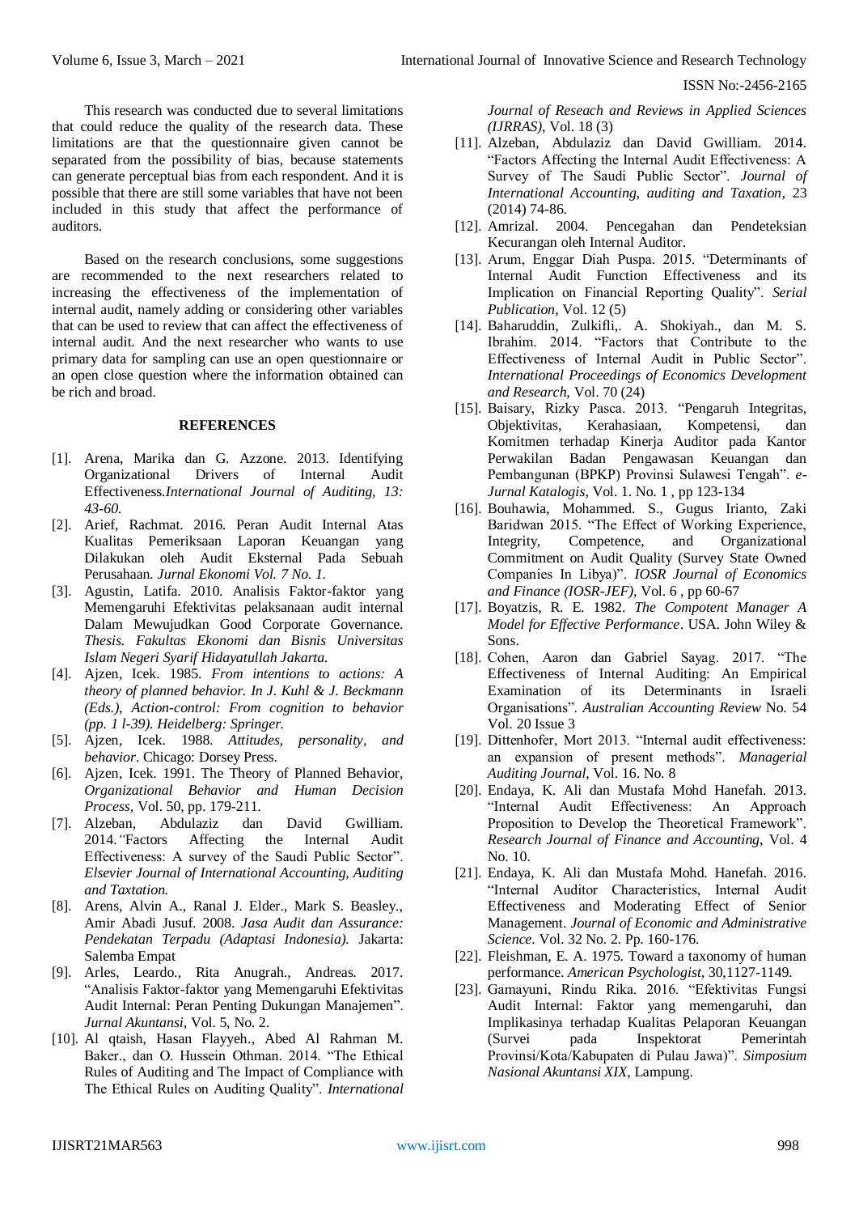This research was conducted due to several limitations that could reduce the quality of the research data. These limitations are that the questionnaire given cannot be separated from the possibility of bias, because statements can generate perceptual bias from each respondent. And it is possible that there are still some variables that have not been included in this study that affect the performance of auditors.

Based on the research conclusions, some suggestions are recommended to the next researchers related to increasing the effectiveness of the implementation of internal audit, namely adding or considering other variables that can be used to review that can affect the effectiveness of internal audit. And the next researcher who wants to use primary data for sampling can use an open questionnaire or an open close question where the information obtained can be rich and broad.

## REFERENCES

[1]. Arena, Marika dan G. Azzone. 2013. Identifying Organizational Drivers of Internal Audit Effectiveness.*International Journal of Auditing, 13: 43-60.*

[2]. Arief, Rachmat. 2016. Peran Audit Internal Atas Kualitas Pemeriksaan Laporan Keuangan yang Dilakukan oleh Audit Eksternal Pada Sebuah Perusahaan. *Jurnal Ekonomi Vol. 7 No. 1.*

[3]. Agustin, Latifa. 2010. Analisis Faktor-faktor yang Memengaruhi Efektivitas pelaksanaan audit internal Dalam Mewujudkan Good Corporate Governance. *Thesis. Fakultas Ekonomi dan Bisnis Universitas Islam Negeri Syarif Hidayatullah Jakarta.*

[4]. Ajzen, Icek. 1985. *From intentions to actions: A theory of planned behavior. In J. Kuhl & J. Beckmann (Eds.), Action-control: From cognition to behavior (pp. 1 l-39). Heidelberg: Springer.*

[5]. Ajzen, Icek. 1988. *Attitudes, personality, and behavior*. Chicago: Dorsey Press.

[6]. Ajzen, Icek. 1991. The Theory of Planned Behavior, *Organizational Behavior and Human Decision Process*, Vol. 50, pp. 179-211.

[7]. Alzeban, Abdulaziz dan David Gwilliam. 2014.*"*Factors Affecting the Internal Audit Effectiveness: A survey of the Saudi Public Sector". *Elsevier Journal of International Accounting, Auditing and Taxtation.*

[8]. Arens, Alvin A., Ranal J. Elder., Mark S. Beasley., Amir Abadi Jusuf. 2008. *Jasa Audit dan Assurance: Pendekatan Terpadu (Adaptasi Indonesia).* Jakarta: Salemba Empat

[9]. Arles, Leardo., Rita Anugrah., Andreas. 2017. "Analisis Faktor-faktor yang Memengaruhi Efektivitas Audit Internal: Peran Penting Dukungan Manajemen". *Jurnal Akuntansi*, Vol. 5, No. 2.

[10]. Al qtaish, Hasan Flayyeh., Abed Al Rahman M. Baker., dan O. Hussein Othman. 2014. "The Ethical Rules of Auditing and The Impact of Compliance with The Ethical Rules on Auditing Quality". *International Journal of Reseach and Reviews in Applied Sciences (IJRRAS)*, Vol. 18 (3)

[11]. Alzeban, Abdulaziz dan David Gwilliam. 2014. "Factors Affecting the Internal Audit Effectiveness: A Survey of The Saudi Public Sector". *Journal of International Accounting, auditing and Taxation*, 23 (2014) 74-86.

[12]. Amrizal. 2004. Pencegahan dan Pendeteksian Kecurangan oleh Internal Auditor.

[13]. Arum, Enggar Diah Puspa. 2015. "Determinants of Internal Audit Function Effectiveness and its Implication on Financial Reporting Quality". *Serial Publication*, Vol. 12 (5)

[14]. Baharuddin, Zulkifli,. A. Shokiyah., dan M. S. Ibrahim. 2014. "Factors that Contribute to the Effectiveness of Internal Audit in Public Sector". *International Proceedings of Economics Development and Research*, Vol. 70 (24)

[15]. Baisary, Rizky Pasca. 2013. "Pengaruh Integritas, Objektivitas, Kerahasiaan, Kompetensi, dan Komitmen terhadap Kinerja Auditor pada Kantor Perwakilan Badan Pengawasan Keuangan dan Pembangunan (BPKP) Provinsi Sulawesi Tengah". *e-Jurnal Katalogis*, Vol. 1. No. 1 , pp 123-134

[16]. Bouhawia, Mohammed. S., Gugus Irianto, Zaki Baridwan 2015. "The Effect of Working Experience, Integrity, Competence, and Organizational Commitment on Audit Quality (Survey State Owned Companies In Libya)". *IOSR Journal of Economics and Finance (IOSR-JEF)*, Vol. 6 , pp 60-67

[17]. Boyatzis, R. E. 1982. *The Compotent Manager A Model for Effective Performance*. USA. John Wiley & Sons.

[18]. Cohen, Aaron dan Gabriel Sayag. 2017. "The Effectiveness of Internal Auditing: An Empirical Examination of its Determinants in Israeli Organisations". *Australian Accounting Review* No. 54 Vol. 20 Issue 3

[19]. Dittenhofer, Mort 2013. "Internal audit effectiveness: an expansion of present methods". *Managerial Auditing Journal*, Vol. 16. No. 8

[20]. Endaya, K. Ali dan Mustafa Mohd Hanefah. 2013. "Internal Audit Effectiveness: An Approach Proposition to Develop the Theoretical Framework". *Research Journal of Finance and Accounting*, Vol. 4 No. 10.

[21]. Endaya, K. Ali dan Mustafa Mohd. Hanefah. 2016. "Internal Auditor Characteristics, Internal Audit Effectiveness and Moderating Effect of Senior Management. *Journal of Economic and Administrative Science.* Vol. 32 No. 2. Pp. 160-176.

[22]. Fleishman, E. A. 1975. Toward a taxonomy of human performance. *American Psychologist*, 30,1127-1149.

[23]. Gamayuni, Rindu Rika. 2016. "Efektivitas Fungsi Audit Internal: Faktor yang memengaruhi, dan Implikasinya terhadap Kualitas Pelaporan Keuangan (Survei pada Inspektorat Pemerintah Provinsi/Kota/Kabupaten di Pulau Jawa)". *Simposium Nasional Akuntansi XIX*, Lampung.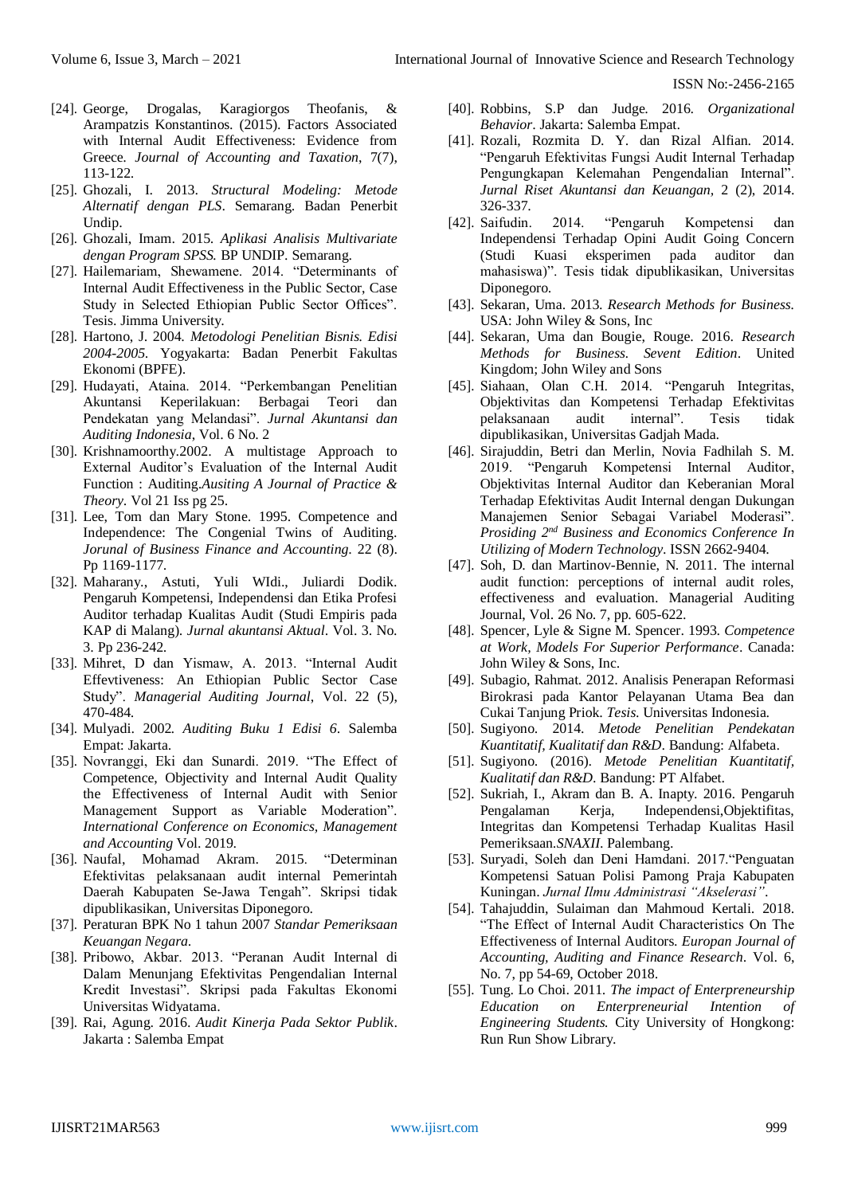[24]. George, Drogalas, Karagiorgos Theofanis, & Arampatzis Konstantinos. (2015). Factors Associated with Internal Audit Effectiveness: Evidence from Greece. *Journal of Accounting and Taxation*, 7(7), 113-122.

[25]. Ghozali, I. 2013. *Structural Modeling: Metode Alternatif dengan PLS*. Semarang. Badan Penerbit Undip.

[26]. Ghozali, Imam. 2015. *Aplikasi Analisis Multivariate dengan Program SPSS.* BP UNDIP. Semarang.

[27]. Hailemariam, Shewamene. 2014. "Determinants of Internal Audit Effectiveness in the Public Sector, Case Study in Selected Ethiopian Public Sector Offices". Tesis. Jimma University.

[28]. Hartono, J. 2004. *Metodologi Penelitian Bisnis. Edisi 2004-2005.* Yogyakarta: Badan Penerbit Fakultas Ekonomi (BPFE).

[29]. Hudayati, Ataina. 2014. "Perkembangan Penelitian Akuntansi Keperilakuan: Berbagai Teori dan Pendekatan yang Melandasi". *Jurnal Akuntansi dan Auditing Indonesia*, Vol. 6 No. 2

[30]. Krishnamoorthy.2002. A multistage Approach to External Auditor's Evaluation of the Internal Audit Function : Auditing.*Ausiting A Journal of Practice & Theory*. Vol 21 Iss pg 25.

[31]. Lee, Tom dan Mary Stone. 1995. Competence and Independence: The Congenial Twins of Auditing. *Jorunal of Business Finance and Accounting.* 22 (8). Pp 1169-1177.

[32]. Maharany., Astuti, Yuli WIdi., Juliardi Dodik. Pengaruh Kompetensi, Independensi dan Etika Profesi Auditor terhadap Kualitas Audit (Studi Empiris pada KAP di Malang). *Jurnal akuntansi Aktual*. Vol. 3. No. 3. Pp 236-242.

[33]. Mihret, D dan Yismaw, A. 2013. "Internal Audit Effevtiveness: An Ethiopian Public Sector Case Study". *Managerial Auditing Journal*, Vol. 22 (5), 470-484.

[34]. Mulyadi. 2002. *Auditing Buku 1 Edisi 6*. Salemba Empat: Jakarta.

[35]. Novranggi, Eki dan Sunardi. 2019. "The Effect of Competence, Objectivity and Internal Audit Quality the Effectiveness of Internal Audit with Senior Management Support as Variable Moderation". *International Conference on Economics, Management and Accounting* Vol. 2019.

[36]. Naufal, Mohamad Akram. 2015. "Determinan Efektivitas pelaksanaan audit internal Pemerintah Daerah Kabupaten Se-Jawa Tengah". Skripsi tidak dipublikasikan, Universitas Diponegoro.

[37]. Peraturan BPK No 1 tahun 2007 *Standar Pemeriksaan Keuangan Negara.*

[38]. Pribowo, Akbar. 2013. "Peranan Audit Internal di Dalam Menunjang Efektivitas Pengendalian Internal Kredit Investasi". Skripsi pada Fakultas Ekonomi Universitas Widyatama.

[39]. Rai, Agung. 2016. *Audit Kinerja Pada Sektor Publik*. Jakarta : Salemba Empat

[40]. Robbins, S.P dan Judge. 2016. *Organizational Behavior*. Jakarta: Salemba Empat.

[41]. Rozali, Rozmita D. Y. dan Rizal Alfian. 2014. "Pengaruh Efektivitas Fungsi Audit Internal Terhadap Pengungkapan Kelemahan Pengendalian Internal". *Jurnal Riset Akuntansi dan Keuangan*, 2 (2), 2014. 326-337.

[42]. Saifudin. 2014. "Pengaruh Kompetensi dan Independensi Terhadap Opini Audit Going Concern (Studi Kuasi eksperimen pada auditor dan mahasiswa)". Tesis tidak dipublikasikan, Universitas Diponegoro.

[43]. Sekaran, Uma. 2013. *Research Methods for Business.* USA: John Wiley & Sons, Inc

[44]. Sekaran, Uma dan Bougie, Rouge. 2016. *Research Methods for Business. Sevent Edition*. United Kingdom; John Wiley and Sons

[45]. Siahaan, Olan C.H. 2014. "Pengaruh Integritas, Objektivitas dan Kompetensi Terhadap Efektivitas pelaksanaan audit internal". Tesis tidak dipublikasikan, Universitas Gadjah Mada.

[46]. Sirajuddin, Betri dan Merlin, Novia Fadhilah S. M. 2019. "Pengaruh Kompetensi Internal Auditor, Objektivitas Internal Auditor dan Keberanian Moral Terhadap Efektivitas Audit Internal dengan Dukungan Manajemen Senior Sebagai Variabel Moderasi". *Prosiding 2nd Business and Economics Conference In Utilizing of Modern Technology*. ISSN 2662-9404.

[47]. Soh, D. dan Martinov-Bennie, N. 2011. The internal audit function: perceptions of internal audit roles, effectiveness and evaluation. Managerial Auditing Journal, Vol. 26 No. 7, pp. 605-622.

[48]. Spencer, Lyle & Signe M. Spencer. 1993. *Competence at Work, Models For Superior Performance*. Canada: John Wiley & Sons, Inc.

[49]. Subagio, Rahmat. 2012. Analisis Penerapan Reformasi Birokrasi pada Kantor Pelayanan Utama Bea dan Cukai Tanjung Priok. *Tesis.* Universitas Indonesia.

[50]. Sugiyono. 2014. *Metode Penelitian Pendekatan Kuantitatif, Kualitatif dan R&D*. Bandung: Alfabeta.

[51]. Sugiyono. (2016). *Metode Penelitian Kuantitatif, Kualitatif dan R&D*. Bandung: PT Alfabet.

[52]. Sukriah, I., Akram dan B. A. Inapty. 2016. Pengaruh Pengalaman Kerja, Independensi,Objektifitas, Integritas dan Kompetensi Terhadap Kualitas Hasil Pemeriksaan.*SNAXII*. Palembang.

[53]. Suryadi, Soleh dan Deni Hamdani. 2017."Penguatan Kompetensi Satuan Polisi Pamong Praja Kabupaten Kuningan. *Jurnal Ilmu Administrasi "Akselerasi"*.

[54]. Tahajuddin, Sulaiman dan Mahmoud Kertali. 2018. "The Effect of Internal Audit Characteristics On The Effectiveness of Internal Auditors. *Europan Journal of Accounting, Auditing and Finance Research*. Vol. 6, No. 7, pp 54-69, October 2018.

[55]. Tung. Lo Choi. 2011. *The impact of Enterpreneurship Education on Enterpreneurial Intention of Engineering Students.* City University of Hongkong: Run Run Show Library.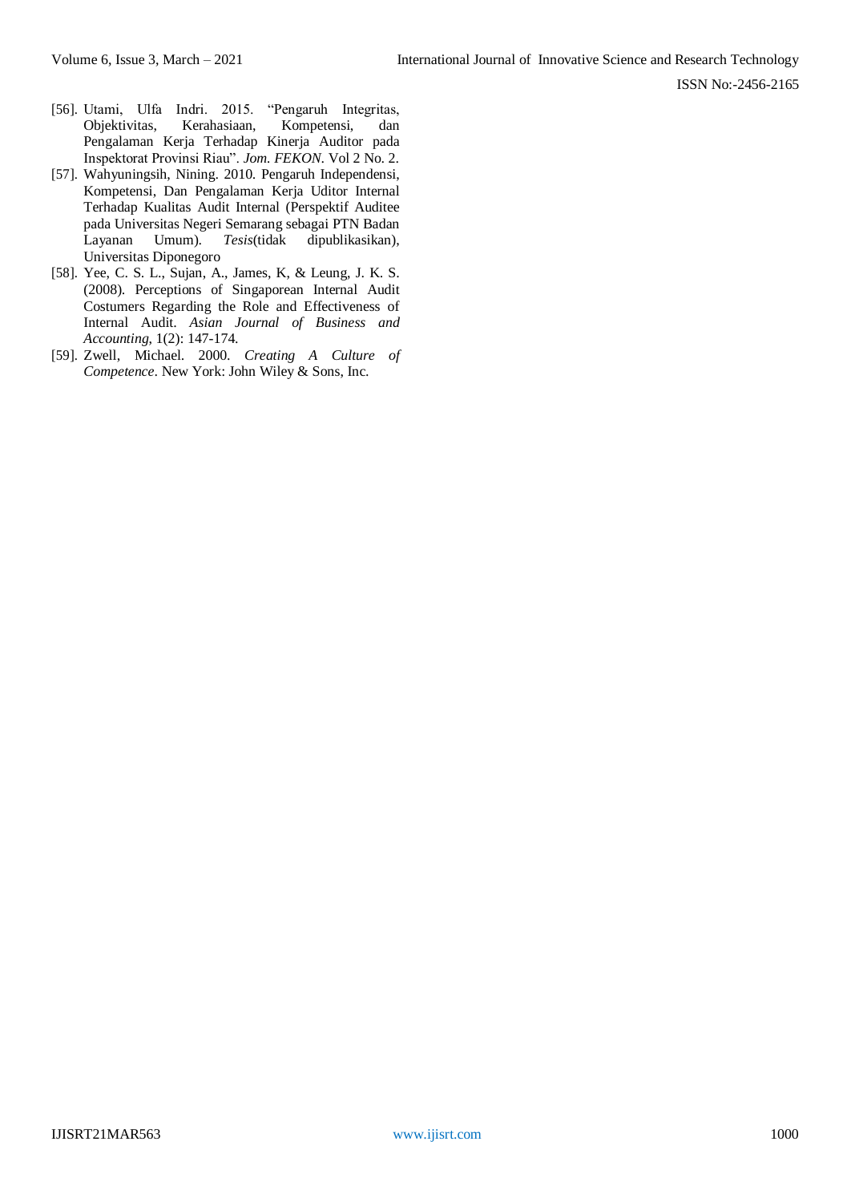[56]. Utami, Ulfa Indri. 2015. "Pengaruh Integritas, Objektivitas, Kerahasiaan, Kompetensi, dan Pengalaman Kerja Terhadap Kinerja Auditor pada Inspektorat Provinsi Riau". *Jom. FEKON*. Vol 2 No. 2.

[57]. Wahyuningsih, Nining. 2010. Pengaruh Independensi, Kompetensi, Dan Pengalaman Kerja Uditor Internal Terhadap Kualitas Audit Internal (Perspektif Auditee pada Universitas Negeri Semarang sebagai PTN Badan Layanan Umum). *Tesis*(tidak dipublikasikan), Universitas Diponegoro

[58]. Yee, C. S. L., Sujan, A., James, K, & Leung, J. K. S. (2008). Perceptions of Singaporean Internal Audit Costumers Regarding the Role and Effectiveness of Internal Audit. *Asian Journal of Business and Accounting*, 1(2): 147-174.

[59]. Zwell, Michael. 2000. *Creating A Culture of Competence*. New York: John Wiley & Sons, Inc.